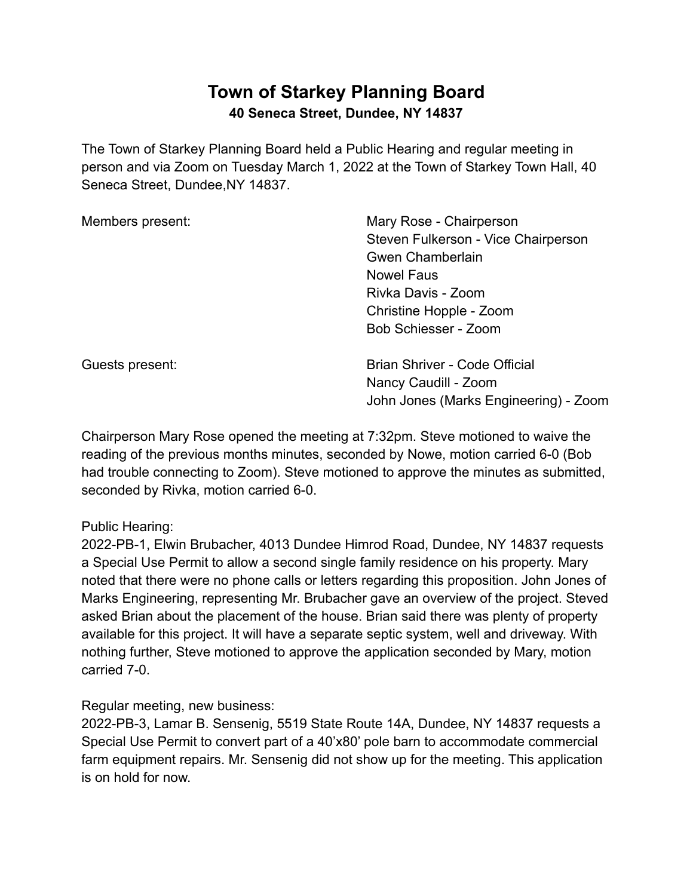# Town of Starkey Planning Board

**40 Seneca Street, Dundee, NY 14837**

The Town of Starkey Planning Board held a Public Hearing and regular meeting in person and via Zoom on Tuesday March 1, 2022 at the Town of Starkey Town Hall, 40 Seneca Street, Dundee,NY 14837.

| | |
|---|---|
| Members present: | Mary Rose - Chairperson |
| | Steven Fulkerson - Vice Chairperson |
| | Gwen Chamberlain |
| | Nowel Faus |
| | Rivka Davis - Zoom |
| | Christine Hopple - Zoom |
| | Bob Schiesser - Zoom |
| Guests present: | Brian Shriver - Code Official |
| | Nancy Caudill - Zoom |
| | John Jones (Marks Engineering) - Zoom |

Chairperson Mary Rose opened the meeting at 7:32pm. Steve motioned to waive the reading of the previous months minutes, seconded by Nowe, motion carried 6-0 (Bob had trouble connecting to Zoom). Steve motioned to approve the minutes as submitted, seconded by Rivka, motion carried 6-0.

Public Hearing:
2022-PB-1, Elwin Brubacher, 4013 Dundee Himrod Road, Dundee, NY 14837 requests a Special Use Permit to allow a second single family residence on his property. Mary noted that there were no phone calls or letters regarding this proposition. John Jones of Marks Engineering, representing Mr. Brubacher gave an overview of the project. Steved asked Brian about the placement of the house. Brian said there was plenty of property available for this project. It will have a separate septic system, well and driveway. With nothing further, Steve motioned to approve the application seconded by Mary, motion carried 7-0.

Regular meeting, new business:
2022-PB-3, Lamar B. Sensenig, 5519 State Route 14A, Dundee, NY 14837 requests a Special Use Permit to convert part of a 40'x80' pole barn to accommodate commercial farm equipment repairs. Mr. Sensenig did not show up for the meeting. This application is on hold for now.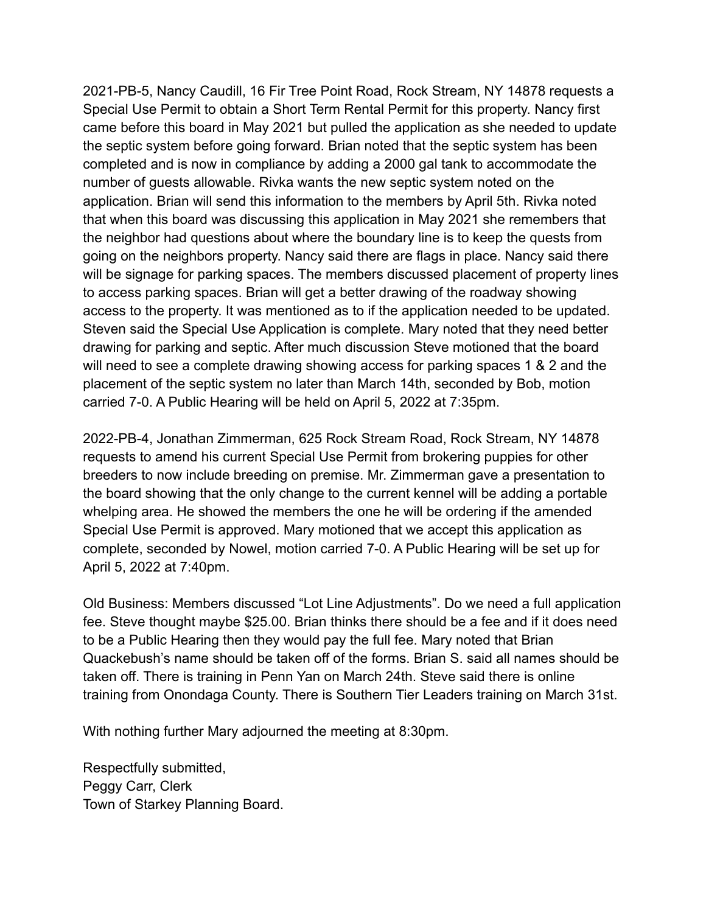2021-PB-5, Nancy Caudill, 16 Fir Tree Point Road, Rock Stream, NY 14878 requests a Special Use Permit to obtain a Short Term Rental Permit for this property. Nancy first came before this board in May 2021 but pulled the application as she needed to update the septic system before going forward. Brian noted that the septic system has been completed and is now in compliance by adding a 2000 gal tank to accommodate the number of guests allowable. Rivka wants the new septic system noted on the application. Brian will send this information to the members by April 5th. Rivka noted that when this board was discussing this application in May 2021 she remembers that the neighbor had questions about where the boundary line is to keep the quests from going on the neighbors property. Nancy said there are flags in place. Nancy said there will be signage for parking spaces. The members discussed placement of property lines to access parking spaces. Brian will get a better drawing of the roadway showing access to the property. It was mentioned as to if the application needed to be updated. Steven said the Special Use Application is complete. Mary noted that they need better drawing for parking and septic. After much discussion Steve motioned that the board will need to see a complete drawing showing access for parking spaces 1 & 2 and the placement of the septic system no later than March 14th, seconded by Bob, motion carried 7-0. A Public Hearing will be held on April 5, 2022 at 7:35pm.

2022-PB-4, Jonathan Zimmerman, 625 Rock Stream Road, Rock Stream, NY 14878 requests to amend his current Special Use Permit from brokering puppies for other breeders to now include breeding on premise. Mr. Zimmerman gave a presentation to the board showing that the only change to the current kennel will be adding a portable whelping area. He showed the members the one he will be ordering if the amended Special Use Permit is approved. Mary motioned that we accept this application as complete, seconded by Nowel, motion carried 7-0. A Public Hearing will be set up for April 5, 2022 at 7:40pm.

Old Business: Members discussed "Lot Line Adjustments". Do we need a full application fee. Steve thought maybe $25.00. Brian thinks there should be a fee and if it does need to be a Public Hearing then they would pay the full fee. Mary noted that Brian Quackebush's name should be taken off of the forms. Brian S. said all names should be taken off. There is training in Penn Yan on March 24th. Steve said there is online training from Onondaga County. There is Southern Tier Leaders training on March 31st.

With nothing further Mary adjourned the meeting at 8:30pm.

Respectfully submitted,
Peggy Carr, Clerk
Town of Starkey Planning Board.